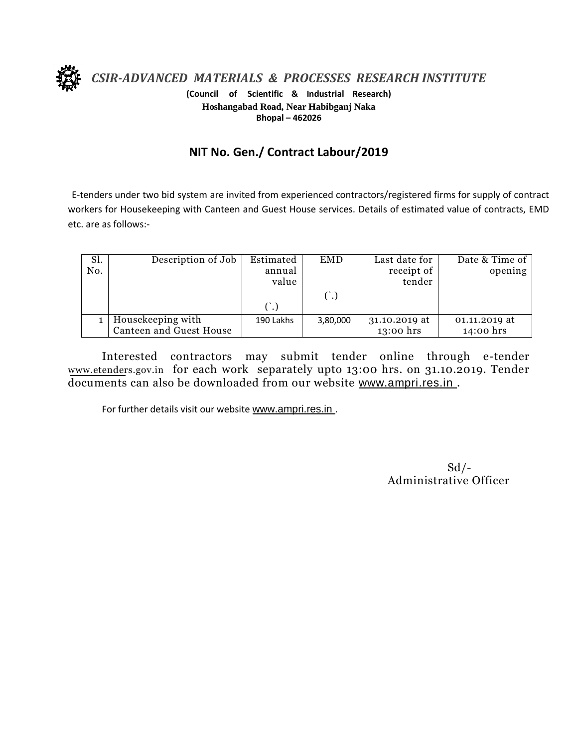# *CSIR-ADVANCED MATERIALS & PROCESSES RESEARCH INSTITUTE*

**(Council of Scientific & Industrial Research)**
**Hoshangabad Road, Near Habibganj Naka**
**Bhopal – 462026**

## NIT No. Gen./ Contract Labour/2019

E-tenders under two bid system are invited from experienced contractors/registered firms for supply of contract workers for Housekeeping with Canteen and Guest House services. Details of estimated value of contracts, EMD etc. are as follows:-

| Sl. No. | Description of Job | Estimated annual value (`.) | EMD (`.) | Last date for receipt of tender | Date & Time of opening |
|---|---|---|---|---|---|
| 1 | Housekeeping with Canteen and Guest House | 190 Lakhs | 3,80,000 | 31.10.2019 at 13:00 hrs | 01.11.2019 at 14:00 hrs |

Interested contractors may submit tender online through e-tender www.etenders.gov.in for each work separately upto 13:00 hrs. on 31.10.2019. Tender documents can also be downloaded from our website www.ampri.res.in .

For further details visit our website www.ampri.res.in .

Sd/-
Administrative Officer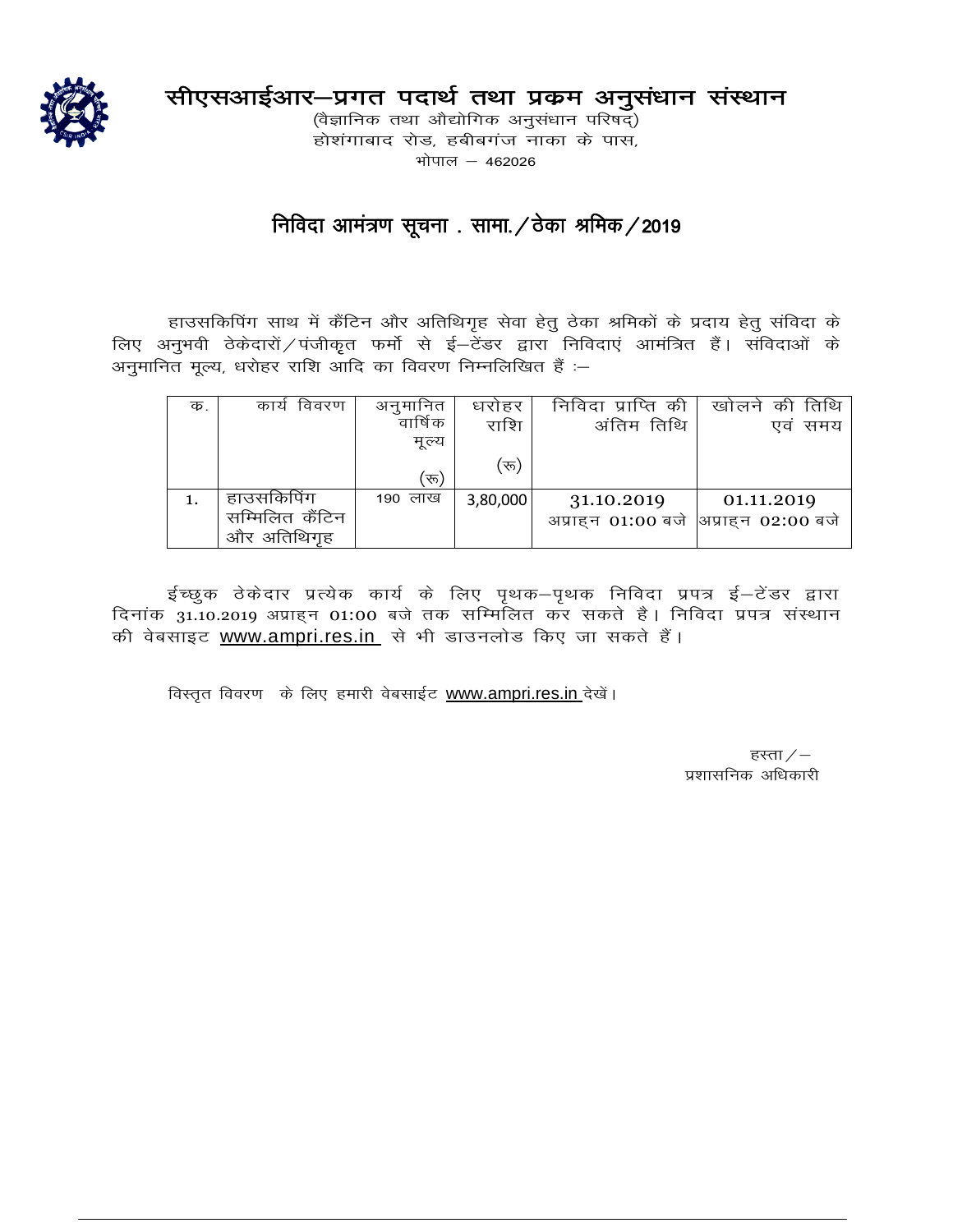# सीएसआईआर–प्रगत पदार्थ तथा प्रक्रम अनुसंधान संस्थान

(वैज्ञानिक तथा औद्योगिक अनुसंधान परिषद्)
होशंगाबाद रोड, हबीबगंज नाका के पास,
भोपाल – 462026

## निविदा आमंत्रण सूचना . सामा./ठेका श्रमिक/2019

हाउसकिपिंग साथ में कैंटिन और अतिथिगृह सेवा हेतु ठेका श्रमिकों के प्रदाय हेतु संविदा के लिए अनुभवी ठेकेदारों/पंजीकृत फर्मो से ई–टेंडर द्वारा निविदाएं आमंत्रित हैं। संविदाओं के अनुमानित मूल्य, धरोहर राशि आदि का विवरण निम्नलिखित हैं :–

| क. | कार्य विवरण | अनुमानित वार्षिक मूल्य (रू) | धरोहर राशि (रू) | निविदा प्राप्ति की अंतिम तिथि | खोलने की तिथि एवं समय |
|---|---|---|---|---|---|
| 1. | हाउसकिपिंग सम्मिलित कैंटिन और अतिथिगृह | 190 लाख | 3,80,000 | 31.10.2019 अप्राह्न 01:00 बजे | 01.11.2019 अप्राह्न 02:00 बजे |

ईच्छुक ठेकेदार प्रत्येक कार्य के लिए पृथक–पृथक निविदा प्रपत्र ई–टेंडर द्वारा दिनांक 31.10.2019 अप्राह्न 01:00 बजे तक सम्मिलित कर सकते है। निविदा प्रपत्र संस्थान की वेबसाइट www.ampri.res.in से भी डाउनलोड किए जा सकते हैं।

विस्तृत विवरण के लिए हमारी वेबसाईट www.ampri.res.in देखें।

हस्ता/–
प्रशासनिक अधिकारी